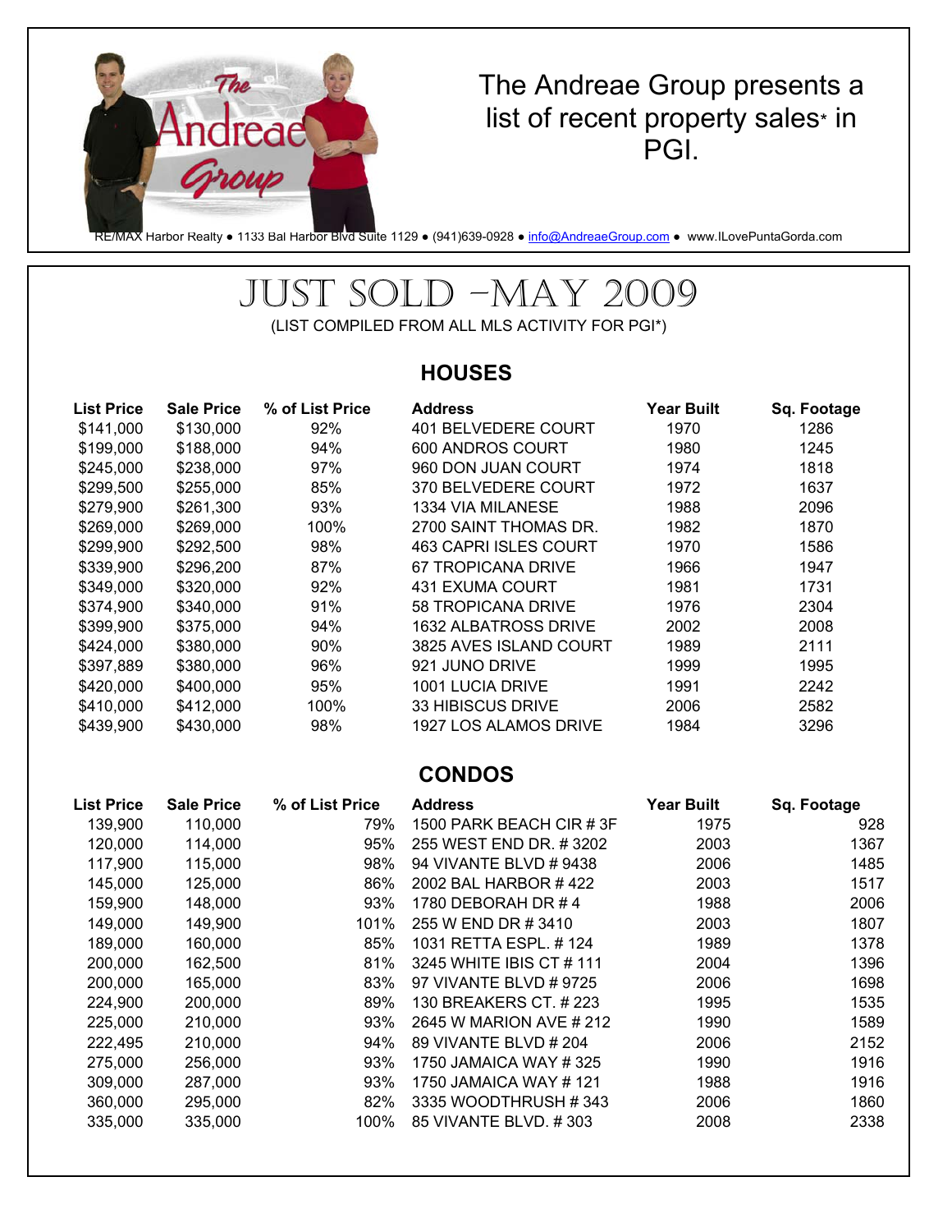The Andreae Group presents a list of recent property sales* in PGI.

RE/MAX Harbor Realty ● 1133 Bal Harbor Blvd Suite 1129 ● (941)639-0928 ● info@AndreaeGroup.com ● www.ILovePuntaGorda.com

# JUST SOLD –MAY 2009

(LIST COMPILED FROM ALL MLS ACTIVITY FOR PGI*)

## HOUSES

| List Price | Sale Price | % of List Price | Address | Year Built | Sq. Footage |
|---|---|---|---|---|---|
| $141,000 | $130,000 | 92% | 401 BELVEDERE COURT | 1970 | 1286 |
| $199,000 | $188,000 | 94% | 600 ANDROS COURT | 1980 | 1245 |
| $245,000 | $238,000 | 97% | 960 DON JUAN COURT | 1974 | 1818 |
| $299,500 | $255,000 | 85% | 370 BELVEDERE COURT | 1972 | 1637 |
| $279,900 | $261,300 | 93% | 1334 VIA MILANESE | 1988 | 2096 |
| $269,000 | $269,000 | 100% | 2700 SAINT THOMAS DR. | 1982 | 1870 |
| $299,900 | $292,500 | 98% | 463 CAPRI ISLES COURT | 1970 | 1586 |
| $339,900 | $296,200 | 87% | 67 TROPICANA DRIVE | 1966 | 1947 |
| $349,000 | $320,000 | 92% | 431 EXUMA COURT | 1981 | 1731 |
| $374,900 | $340,000 | 91% | 58 TROPICANA DRIVE | 1976 | 2304 |
| $399,900 | $375,000 | 94% | 1632 ALBATROSS DRIVE | 2002 | 2008 |
| $424,000 | $380,000 | 90% | 3825 AVES ISLAND COURT | 1989 | 2111 |
| $397,889 | $380,000 | 96% | 921 JUNO DRIVE | 1999 | 1995 |
| $420,000 | $400,000 | 95% | 1001 LUCIA DRIVE | 1991 | 2242 |
| $410,000 | $412,000 | 100% | 33 HIBISCUS DRIVE | 2006 | 2582 |
| $439,900 | $430,000 | 98% | 1927 LOS ALAMOS DRIVE | 1984 | 3296 |

## CONDOS

| List Price | Sale Price | % of List Price | Address | Year Built | Sq. Footage |
|---|---|---|---|---|---|
| 139,900 | 110,000 | 79% | 1500 PARK BEACH CIR # 3F | 1975 | 928 |
| 120,000 | 114,000 | 95% | 255 WEST END DR. # 3202 | 2003 | 1367 |
| 117,900 | 115,000 | 98% | 94 VIVANTE BLVD # 9438 | 2006 | 1485 |
| 145,000 | 125,000 | 86% | 2002 BAL HARBOR # 422 | 2003 | 1517 |
| 159,900 | 148,000 | 93% | 1780 DEBORAH DR # 4 | 1988 | 2006 |
| 149,000 | 149,900 | 101% | 255 W END DR # 3410 | 2003 | 1807 |
| 189,000 | 160,000 | 85% | 1031 RETTA ESPL. # 124 | 1989 | 1378 |
| 200,000 | 162,500 | 81% | 3245 WHITE IBIS CT # 111 | 2004 | 1396 |
| 200,000 | 165,000 | 83% | 97 VIVANTE BLVD # 9725 | 2006 | 1698 |
| 224,900 | 200,000 | 89% | 130 BREAKERS CT. # 223 | 1995 | 1535 |
| 225,000 | 210,000 | 93% | 2645 W MARION AVE # 212 | 1990 | 1589 |
| 222,495 | 210,000 | 94% | 89 VIVANTE BLVD # 204 | 2006 | 2152 |
| 275,000 | 256,000 | 93% | 1750 JAMAICA WAY # 325 | 1990 | 1916 |
| 309,000 | 287,000 | 93% | 1750 JAMAICA WAY # 121 | 1988 | 1916 |
| 360,000 | 295,000 | 82% | 3335 WOODTHRUSH # 343 | 2006 | 1860 |
| 335,000 | 335,000 | 100% | 85 VIVANTE BLVD. # 303 | 2008 | 2338 |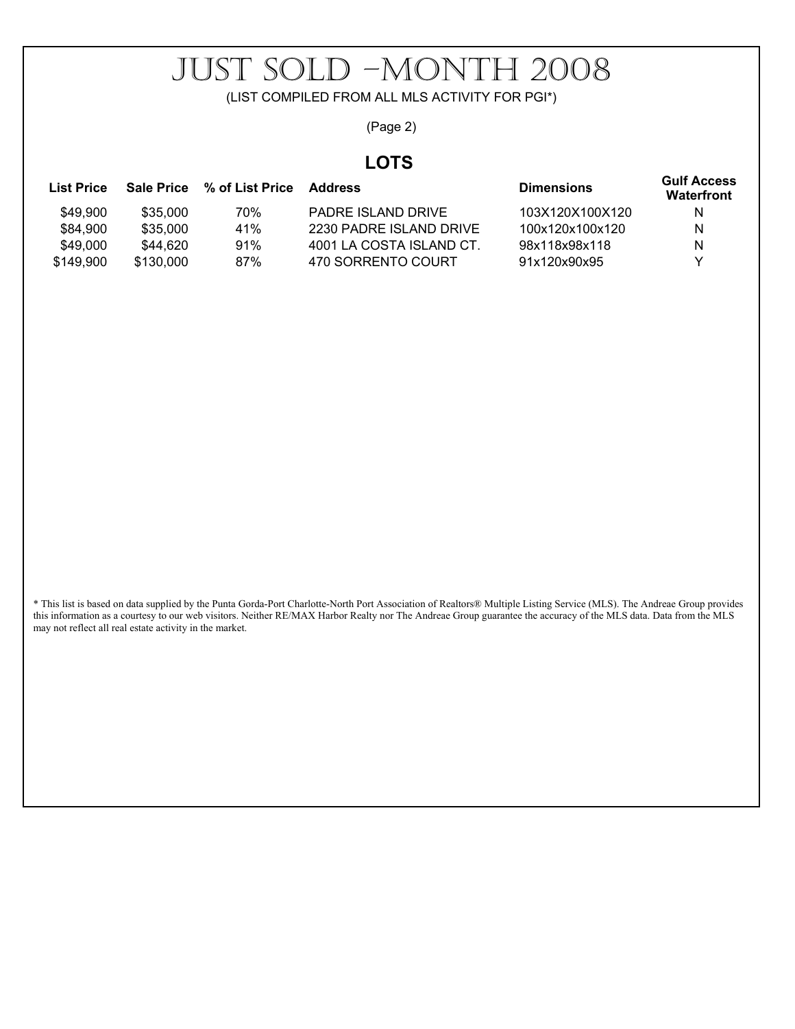# JUST SOLD -MONTH 2008

(LIST COMPILED FROM ALL MLS ACTIVITY FOR PGI*)

(Page 2)

## LOTS

| List Price | Sale Price | % of List Price | Address | Dimensions | Gulf Access Waterfront |
|---|---|---|---|---|---|
| $49,900 | $35,000 | 70% | PADRE ISLAND DRIVE | 103X120X100X120 | N |
| $84,900 | $35,000 | 41% | 2230 PADRE ISLAND DRIVE | 100x120x100x120 | N |
| $49,000 | $44,620 | 91% | 4001 LA COSTA ISLAND CT. | 98x118x98x118 | N |
| $149,900 | $130,000 | 87% | 470 SORRENTO COURT | 91x120x90x95 | Y |

* This list is based on data supplied by the Punta Gorda-Port Charlotte-North Port Association of Realtors® Multiple Listing Service (MLS). The Andreae Group provides this information as a courtesy to our web visitors. Neither RE/MAX Harbor Realty nor The Andreae Group guarantee the accuracy of the MLS data. Data from the MLS may not reflect all real estate activity in the market.